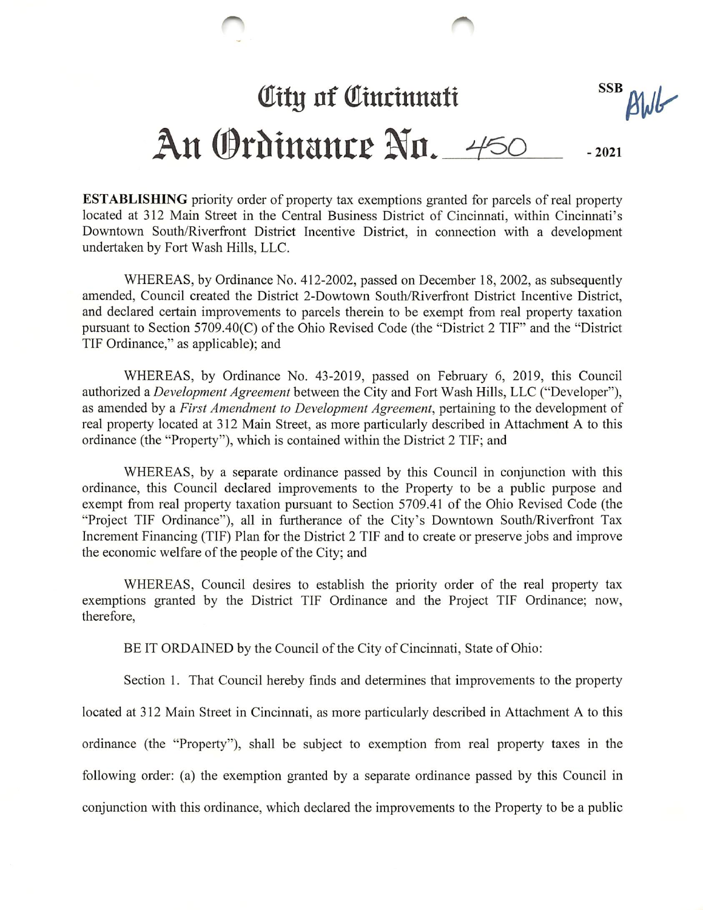# City of Cincinnati

SSB BWb

## An Ordinance No. 450 - 2021

**ESTABLISHING** priority order of property tax exemptions granted for parcels of real property located at 312 Main Street in the Central Business District of Cincinnati, within Cincinnati's Downtown South/Riverfront District Incentive District, in connection with a development undertaken by Fort Wash Hills, LLC.

WHEREAS, by Ordinance No. 412-2002, passed on December 18, 2002, as subsequently amended, Council created the District 2-Dowtown South/Riverfront District Incentive District, and declared certain improvements to parcels therein to be exempt from real property taxation pursuant to Section 5709.40(C) of the Ohio Revised Code (the "District 2 TIF" and the "District TIF Ordinance," as applicable); and

WHEREAS, by Ordinance No. 43-2019, passed on February 6, 2019, this Council authorized a *Development Agreement* between the City and Fort Wash Hills, LLC ("Developer"), as amended by a *First Amendment to Development Agreement*, pertaining to the development of real property located at 312 Main Street, as more particularly described in Attachment A to this ordinance (the "Property"), which is contained within the District 2 TIF; and

WHEREAS, by a separate ordinance passed by this Council in conjunction with this ordinance, this Council declared improvements to the Property to be a public purpose and exempt from real property taxation pursuant to Section 5709.41 of the Ohio Revised Code (the "Project TIF Ordinance"), all in furtherance of the City's Downtown South/Riverfront Tax Increment Financing (TIF) Plan for the District 2 TIF and to create or preserve jobs and improve the economic welfare of the people of the City; and

WHEREAS, Council desires to establish the priority order of the real property tax exemptions granted by the District TIF Ordinance and the Project TIF Ordinance; now, therefore,

BE IT ORDAINED by the Council of the City of Cincinnati, State of Ohio:

Section 1. That Council hereby finds and determines that improvements to the property located at 312 Main Street in Cincinnati, as more particularly described in Attachment A to this ordinance (the "Property"), shall be subject to exemption from real property taxes in the following order: (a) the exemption granted by a separate ordinance passed by this Council in conjunction with this ordinance, which declared the improvements to the Property to be a public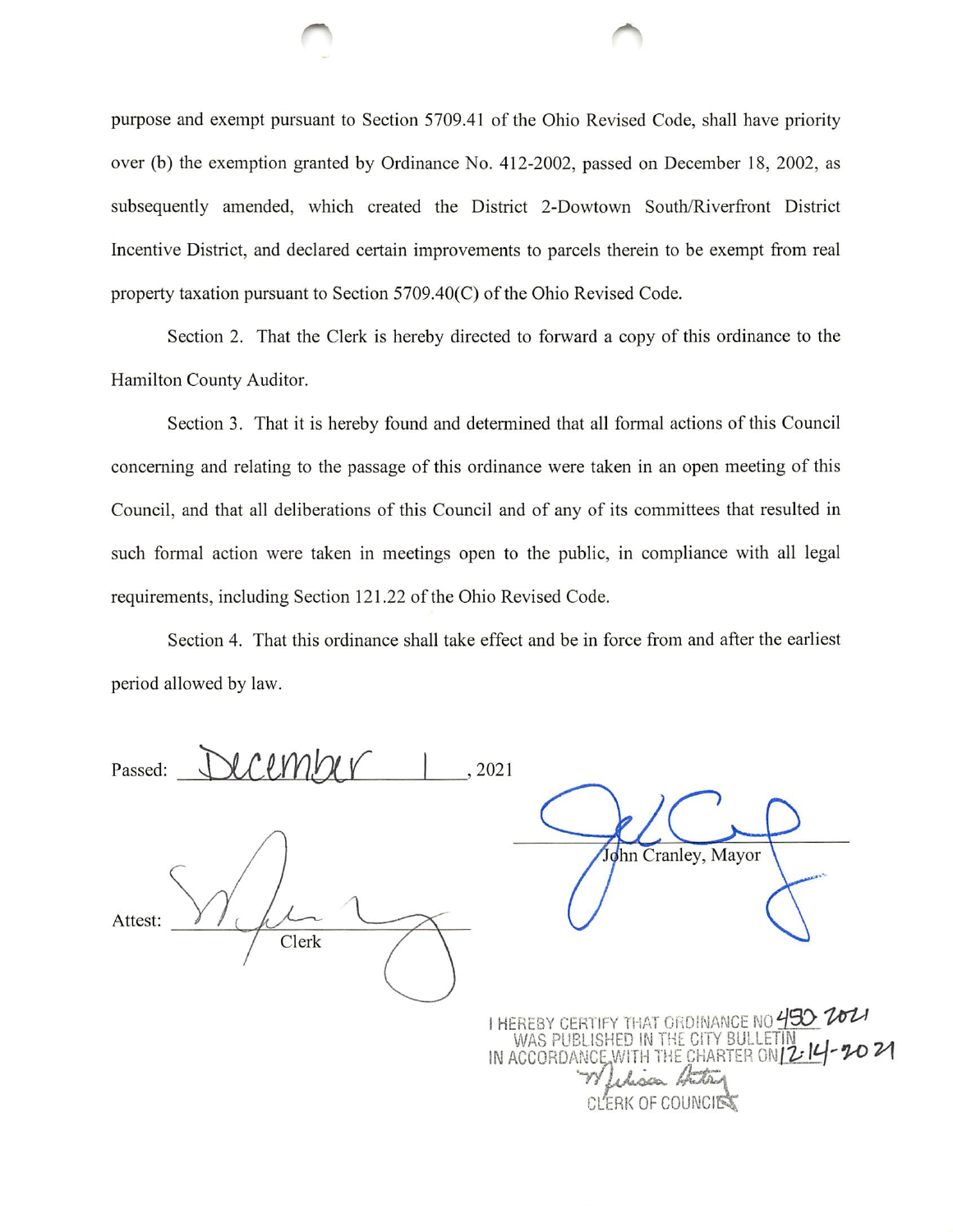purpose and exempt pursuant to Section 5709.41 of the Ohio Revised Code, shall have priority over (b) the exemption granted by Ordinance No. 412-2002, passed on December 18, 2002, as subsequently amended, which created the District 2-Dowtown South/Riverfront District Incentive District, and declared certain improvements to parcels therein to be exempt from real property taxation pursuant to Section 5709.40(C) of the Ohio Revised Code.

Section 2. That the Clerk is hereby directed to forward a copy of this ordinance to the Hamilton County Auditor.

Section 3. That it is hereby found and determined that all formal actions of this Council concerning and relating to the passage of this ordinance were taken in an open meeting of this Council, and that all deliberations of this Council and of any of its committees that resulted in such formal action were taken in meetings open to the public, in compliance with all legal requirements, including Section 121.22 of the Ohio Revised Code.

Section 4. That this ordinance shall take effect and be in force from and after the earliest period allowed by law.

Passed: December 1, 2021

John Cranley, Mayor

Attest: Clerk

I HEREBY CERTIFY THAT ORDINANCE NO 450-2021 WAS PUBLISHED IN THE CITY BULLETIN IN ACCORDANCE WITH THE CHARTER ON 12-14-2021

CLERK OF COUNCIL